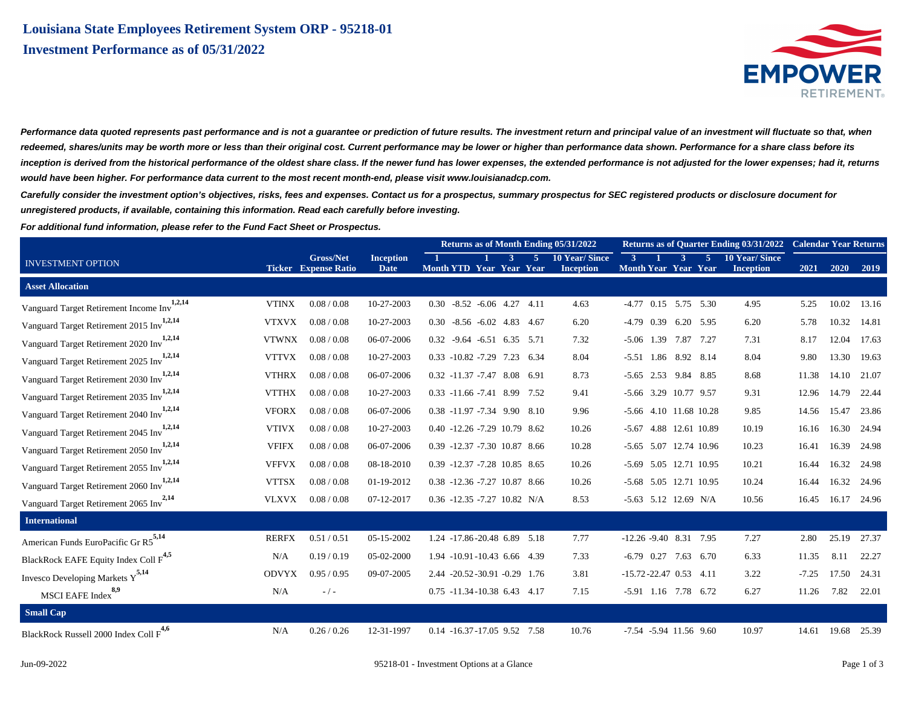# Louisiana State Employees Retirement System ORP - 95218-01

## Investment Performance as of 05/31/2022

***Performance data quoted represents past performance and is not a guarantee or prediction of future results. The investment return and principal value of an investment will fluctuate so that, when redeemed, shares/units may be worth more or less than their original cost. Current performance may be lower or higher than performance data shown. Performance for a share class before its inception is derived from the historical performance of the oldest share class. If the newer fund has lower expenses, the extended performance is not adjusted for the lower expenses; had it, returns would have been higher. For performance data current to the most recent month-end, please visit www.louisianadcp.com.***

***Carefully consider the investment option's objectives, risks, fees and expenses. Contact us for a prospectus, summary prospectus for SEC registered products or disclosure document for unregistered products, if available, containing this information. Read each carefully before investing.***

***For additional fund information, please refer to the Fund Fact Sheet or Prospectus.***

| | | | | Returns as of Month Ending 05/31/2022 | | | | | | Returns as of Quarter Ending 03/31/2022 | | | | | Calendar Year Returns | | |
|---|---|---|---|---|---|---|---|---|---|---|---|---|---|---|---|---|---|
| INVESTMENT OPTION | Ticker | Gross/Net Expense Ratio | Inception Date | 1 Month | YTD | 1 Year | 3 Year | 5 Year | 10 Year/ Since Inception | 3 Month | 1 Year | 3 Year | 5 Year | 10 Year/ Since Inception | 2021 | 2020 | 2019 |
| **Asset Allocation** | | | | | | | | | | | | | | | | | |
| Vanguard Target Retirement Income Inv[1,2,14] | VTINX | 0.08 / 0.08 | 10-27-2003 | 0.30 | -8.52 | -6.06 | 4.27 | 4.11 | 4.63 | -4.77 | 0.15 | 5.75 | 5.30 | 4.95 | 5.25 | 10.02 | 13.16 |
| Vanguard Target Retirement 2015 Inv[1,2,14] | VTXVX | 0.08 / 0.08 | 10-27-2003 | 0.30 | -8.56 | -6.02 | 4.83 | 4.67 | 6.20 | -4.79 | 0.39 | 6.20 | 5.95 | 6.20 | 5.78 | 10.32 | 14.81 |
| Vanguard Target Retirement 2020 Inv[1,2,14] | VTWNX | 0.08 / 0.08 | 06-07-2006 | 0.32 | -9.64 | -6.51 | 6.35 | 5.71 | 7.32 | -5.06 | 1.39 | 7.87 | 7.27 | 7.31 | 8.17 | 12.04 | 17.63 |
| Vanguard Target Retirement 2025 Inv[1,2,14] | VTTVX | 0.08 / 0.08 | 10-27-2003 | 0.33 | -10.82 | -7.29 | 7.23 | 6.34 | 8.04 | -5.51 | 1.86 | 8.92 | 8.14 | 8.04 | 9.80 | 13.30 | 19.63 |
| Vanguard Target Retirement 2030 Inv[1,2,14] | VTHRX | 0.08 / 0.08 | 06-07-2006 | 0.32 | -11.37 | -7.47 | 8.08 | 6.91 | 8.73 | -5.65 | 2.53 | 9.84 | 8.85 | 8.68 | 11.38 | 14.10 | 21.07 |
| Vanguard Target Retirement 2035 Inv[1,2,14] | VTTHX | 0.08 / 0.08 | 10-27-2003 | 0.33 | -11.66 | -7.41 | 8.99 | 7.52 | 9.41 | -5.66 | 3.29 | 10.77 | 9.57 | 9.31 | 12.96 | 14.79 | 22.44 |
| Vanguard Target Retirement 2040 Inv[1,2,14] | VFORX | 0.08 / 0.08 | 06-07-2006 | 0.38 | -11.97 | -7.34 | 9.90 | 8.10 | 9.96 | -5.66 | 4.10 | 11.68 | 10.28 | 9.85 | 14.56 | 15.47 | 23.86 |
| Vanguard Target Retirement 2045 Inv[1,2,14] | VTIVX | 0.08 / 0.08 | 10-27-2003 | 0.40 | -12.26 | -7.29 | 10.79 | 8.62 | 10.26 | -5.67 | 4.88 | 12.61 | 10.89 | 10.19 | 16.16 | 16.30 | 24.94 |
| Vanguard Target Retirement 2050 Inv[1,2,14] | VFIFX | 0.08 / 0.08 | 06-07-2006 | 0.39 | -12.37 | -7.30 | 10.87 | 8.66 | 10.28 | -5.65 | 5.07 | 12.74 | 10.96 | 10.23 | 16.41 | 16.39 | 24.98 |
| Vanguard Target Retirement 2055 Inv[1,2,14] | VFFVX | 0.08 / 0.08 | 08-18-2010 | 0.39 | -12.37 | -7.28 | 10.85 | 8.65 | 10.26 | -5.69 | 5.05 | 12.71 | 10.95 | 10.21 | 16.44 | 16.32 | 24.98 |
| Vanguard Target Retirement 2060 Inv[1,2,14] | VTTSX | 0.08 / 0.08 | 01-19-2012 | 0.38 | -12.36 | -7.27 | 10.87 | 8.66 | 10.26 | -5.68 | 5.05 | 12.71 | 10.95 | 10.24 | 16.44 | 16.32 | 24.96 |
| Vanguard Target Retirement 2065 Inv[2,14] | VLXVX | 0.08 / 0.08 | 07-12-2017 | 0.36 | -12.35 | -7.27 | 10.82 | N/A | 8.53 | -5.63 | 5.12 | 12.69 | N/A | 10.56 | 16.45 | 16.17 | 24.96 |
| **International** | | | | | | | | | | | | | | | | | |
| American Funds EuroPacific Gr R5[5,14] | RERFX | 0.51 / 0.51 | 05-15-2002 | 1.24 | -17.86 | -20.48 | 6.89 | 5.18 | 7.77 | -12.26 | -9.40 | 8.31 | 7.95 | 7.27 | 2.80 | 25.19 | 27.37 |
| BlackRock EAFE Equity Index Coll F[4,5] | N/A | 0.19 / 0.19 | 05-02-2000 | 1.94 | -10.91 | -10.43 | 6.66 | 4.39 | 7.33 | -6.79 | 0.27 | 7.63 | 6.70 | 6.33 | 11.35 | 8.11 | 22.27 |
| Invesco Developing Markets Y[5,14] | ODVYX | 0.95 / 0.95 | 09-07-2005 | 2.44 | -20.52 | -30.91 | -0.29 | 1.76 | 3.81 | -15.72 | -22.47 | 0.53 | 4.11 | 3.22 | -7.25 | 17.50 | 24.31 |
| MSCI EAFE Index[8,9] | N/A | - / - | | 0.75 | -11.34 | -10.38 | 6.43 | 4.17 | 7.15 | -5.91 | 1.16 | 7.78 | 6.72 | 6.27 | 11.26 | 7.82 | 22.01 |
| **Small Cap** | | | | | | | | | | | | | | | | | |
| BlackRock Russell 2000 Index Coll F[4,6] | N/A | 0.26 / 0.26 | 12-31-1997 | 0.14 | -16.37 | -17.05 | 9.52 | 7.58 | 10.76 | -7.54 | -5.94 | 11.56 | 9.60 | 10.97 | 14.61 | 19.68 | 25.39 |

Jun-09-2022 95218-01 - Investment Options at a Glance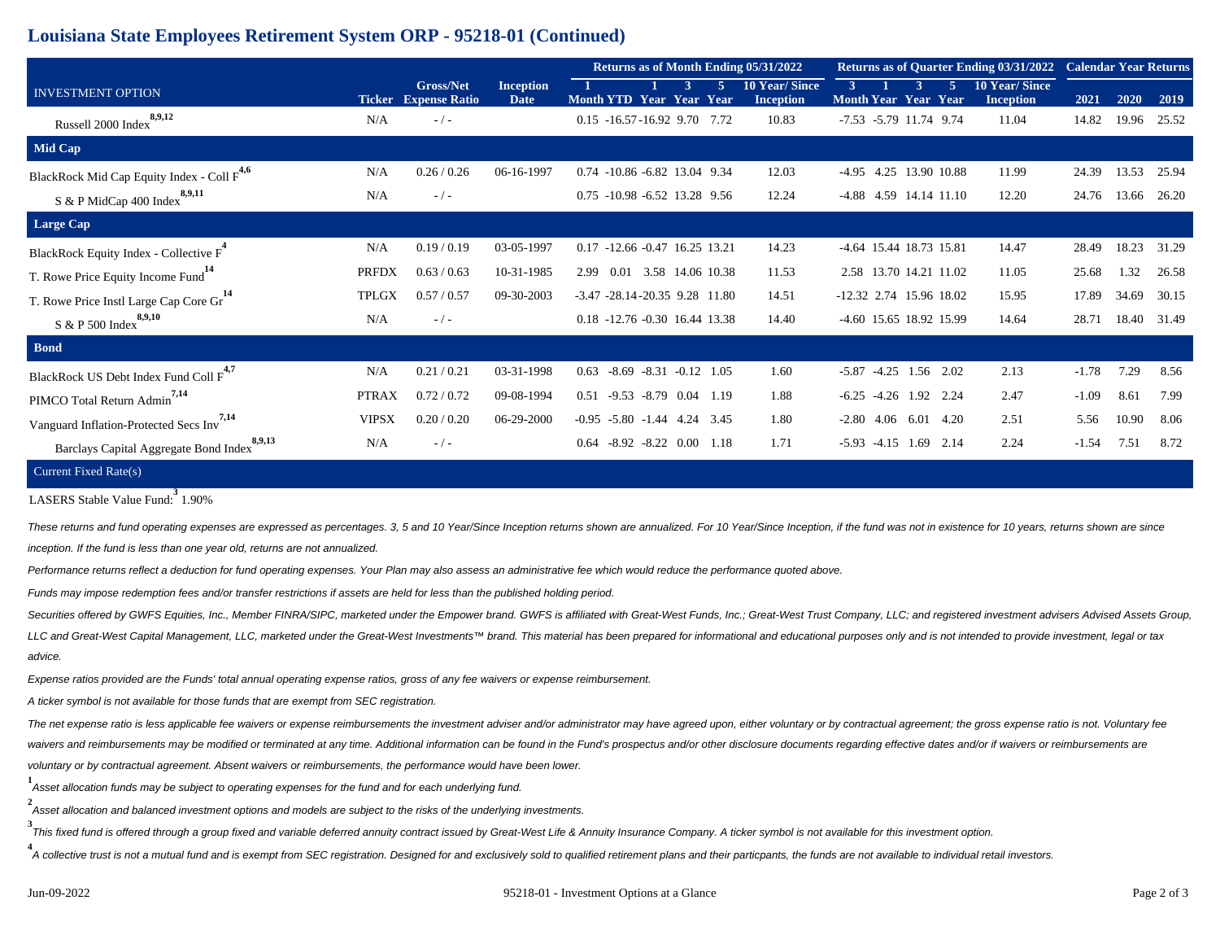# Louisiana State Employees Retirement System ORP - 95218-01 (Continued)

| INVESTMENT OPTION | Ticker | Gross/Net Expense Ratio | Inception Date | Returns as of Month Ending 05/31/2022 | | | | | | Returns as of Quarter Ending 03/31/2022 | | | | | Calendar Year Returns | | |
|---|---|---|---|---|---|---|---|---|---|---|---|---|---|---|---|---|---|
| | | | | 1 Month | YTD | 1 Year | 3 Year | 5 Year | 10 Year/ Since Inception | 3 Month | 1 Year | 3 Year | 5 Year | 10 Year/ Since Inception | 2021 | 2020 | 2019 |
| Russell 2000 Index[8,9,12] | N/A | - / - | | 0.15 | -16.57 | -16.92 | 9.70 | 7.72 | 10.83 | -7.53 | -5.79 | 11.74 | 9.74 | 11.04 | 14.82 | 19.96 | 25.52 |
| **Mid Cap** | | | | | | | | | | | | | | | | | |
| BlackRock Mid Cap Equity Index - Coll F[4,6] | N/A | 0.26 / 0.26 | 06-16-1997 | 0.74 | -10.86 | -6.82 | 13.04 | 9.34 | 12.03 | -4.95 | 4.25 | 13.90 | 10.88 | 11.99 | 24.39 | 13.53 | 25.94 |
| S & P MidCap 400 Index[8,9,11] | N/A | - / - | | 0.75 | -10.98 | -6.52 | 13.28 | 9.56 | 12.24 | -4.88 | 4.59 | 14.14 | 11.10 | 12.20 | 24.76 | 13.66 | 26.20 |
| **Large Cap** | | | | | | | | | | | | | | | | | |
| BlackRock Equity Index - Collective F[4] | N/A | 0.19 / 0.19 | 03-05-1997 | 0.17 | -12.66 | -0.47 | 16.25 | 13.21 | 14.23 | -4.64 | 15.44 | 18.73 | 15.81 | 14.47 | 28.49 | 18.23 | 31.29 |
| T. Rowe Price Equity Income Fund[14] | PRFDX | 0.63 / 0.63 | 10-31-1985 | 2.99 | 0.01 | 3.58 | 14.06 | 10.38 | 11.53 | 2.58 | 13.70 | 14.21 | 11.02 | 11.05 | 25.68 | 1.32 | 26.58 |
| T. Rowe Price Instl Large Cap Core Gr[14] | TPLGX | 0.57 / 0.57 | 09-30-2003 | -3.47 | -28.14 | -20.35 | 9.28 | 11.80 | 14.51 | -12.32 | 2.74 | 15.96 | 18.02 | 15.95 | 17.89 | 34.69 | 30.15 |
| S & P 500 Index[8,9,10] | N/A | - / - | | 0.18 | -12.76 | -0.30 | 16.44 | 13.38 | 14.40 | -4.60 | 15.65 | 18.92 | 15.99 | 14.64 | 28.71 | 18.40 | 31.49 |
| **Bond** | | | | | | | | | | | | | | | | | |
| BlackRock US Debt Index Fund Coll F[4,7] | N/A | 0.21 / 0.21 | 03-31-1998 | 0.63 | -8.69 | -8.31 | -0.12 | 1.05 | 1.60 | -5.87 | -4.25 | 1.56 | 2.02 | 2.13 | -1.78 | 7.29 | 8.56 |
| PIMCO Total Return Admin[7,14] | PTRAX | 0.72 / 0.72 | 09-08-1994 | 0.51 | -9.53 | -8.79 | 0.04 | 1.19 | 1.88 | -6.25 | -4.26 | 1.92 | 2.24 | 2.47 | -1.09 | 8.61 | 7.99 |
| Vanguard Inflation-Protected Secs Inv[7,14] | VIPSX | 0.20 / 0.20 | 06-29-2000 | -0.95 | -5.80 | -1.44 | 4.24 | 3.45 | 1.80 | -2.80 | 4.06 | 6.01 | 4.20 | 2.51 | 5.56 | 10.90 | 8.06 |
| Barclays Capital Aggregate Bond Index[8,9,13] | N/A | - / - | | 0.64 | -8.92 | -8.22 | 0.00 | 1.18 | 1.71 | -5.93 | -4.15 | 1.69 | 2.14 | 2.24 | -1.54 | 7.51 | 8.72 |

**Current Fixed Rate(s)**

LASERS Stable Value Fund:[3] 1.90%

*These returns and fund operating expenses are expressed as percentages. 3, 5 and 10 Year/Since Inception returns shown are annualized. For 10 Year/Since Inception, if the fund was not in existence for 10 years, returns shown are since inception. If the fund is less than one year old, returns are not annualized.*

*Performance returns reflect a deduction for fund operating expenses. Your Plan may also assess an administrative fee which would reduce the performance quoted above.*

*Funds may impose redemption fees and/or transfer restrictions if assets are held for less than the published holding period.*

*Securities offered by GWFS Equities, Inc., Member FINRA/SIPC, marketed under the Empower brand. GWFS is affiliated with Great-West Funds, Inc.; Great-West Trust Company, LLC; and registered investment advisers Advised Assets Group, LLC and Great-West Capital Management, LLC, marketed under the Great-West Investments™ brand. This material has been prepared for informational and educational purposes only and is not intended to provide investment, legal or tax advice.*

*Expense ratios provided are the Funds' total annual operating expense ratios, gross of any fee waivers or expense reimbursement.*

*A ticker symbol is not available for those funds that are exempt from SEC registration.*

*The net expense ratio is less applicable fee waivers or expense reimbursements the investment adviser and/or administrator may have agreed upon, either voluntary or by contractual agreement; the gross expense ratio is not. Voluntary fee waivers and reimbursements may be modified or terminated at any time. Additional information can be found in the Fund's prospectus and/or other disclosure documents regarding effective dates and/or if waivers or reimbursements are voluntary or by contractual agreement. Absent waivers or reimbursements, the performance would have been lower.*

[1] *Asset allocation funds may be subject to operating expenses for the fund and for each underlying fund.*

[2] *Asset allocation and balanced investment options and models are subject to the risks of the underlying investments.*

[3] *This fixed fund is offered through a group fixed and variable deferred annuity contract issued by Great-West Life & Annuity Insurance Company. A ticker symbol is not available for this investment option.*

[4] *A collective trust is not a mutual fund and is exempt from SEC registration. Designed for and exclusively sold to qualified retirement plans and their particpants, the funds are not available to individual retail investors.*

Jun-09-2022 — 95218-01 - Investment Options at a Glance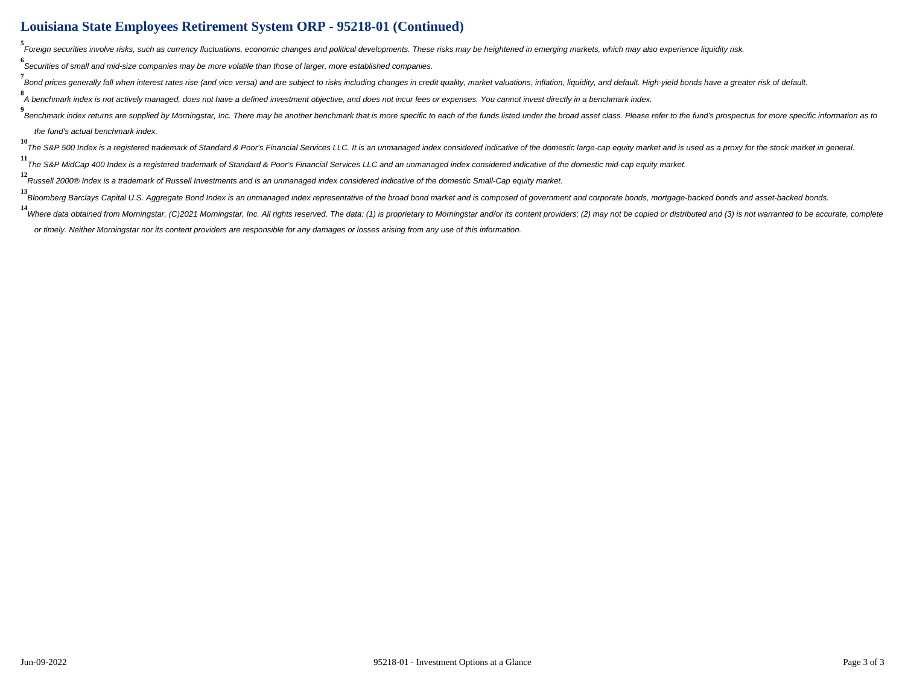# Louisiana State Employees Retirement System ORP - 95218-01 (Continued)

[5] *Foreign securities involve risks, such as currency fluctuations, economic changes and political developments. These risks may be heightened in emerging markets, which may also experience liquidity risk.*

[6] *Securities of small and mid-size companies may be more volatile than those of larger, more established companies.*

[7] *Bond prices generally fall when interest rates rise (and vice versa) and are subject to risks including changes in credit quality, market valuations, inflation, liquidity, and default. High-yield bonds have a greater risk of default.*

[8] *A benchmark index is not actively managed, does not have a defined investment objective, and does not incur fees or expenses. You cannot invest directly in a benchmark index.*

[9] *Benchmark index returns are supplied by Morningstar, Inc. There may be another benchmark that is more specific to each of the funds listed under the broad asset class. Please refer to the fund's prospectus for more specific information as to the fund's actual benchmark index.*

[10] *The S&P 500 Index is a registered trademark of Standard & Poor's Financial Services LLC. It is an unmanaged index considered indicative of the domestic large-cap equity market and is used as a proxy for the stock market in general.*

[11] *The S&P MidCap 400 Index is a registered trademark of Standard & Poor's Financial Services LLC and an unmanaged index considered indicative of the domestic mid-cap equity market.*

[12] *Russell 2000® Index is a trademark of Russell Investments and is an unmanaged index considered indicative of the domestic Small-Cap equity market.*

[13] *Bloomberg Barclays Capital U.S. Aggregate Bond Index is an unmanaged index representative of the broad bond market and is composed of government and corporate bonds, mortgage-backed bonds and asset-backed bonds.*

[14] *Where data obtained from Morningstar, (C)2021 Morningstar, Inc. All rights reserved. The data: (1) is proprietary to Morningstar and/or its content providers; (2) may not be copied or distributed and (3) is not warranted to be accurate, complete or timely. Neither Morningstar nor its content providers are responsible for any damages or losses arising from any use of this information.*